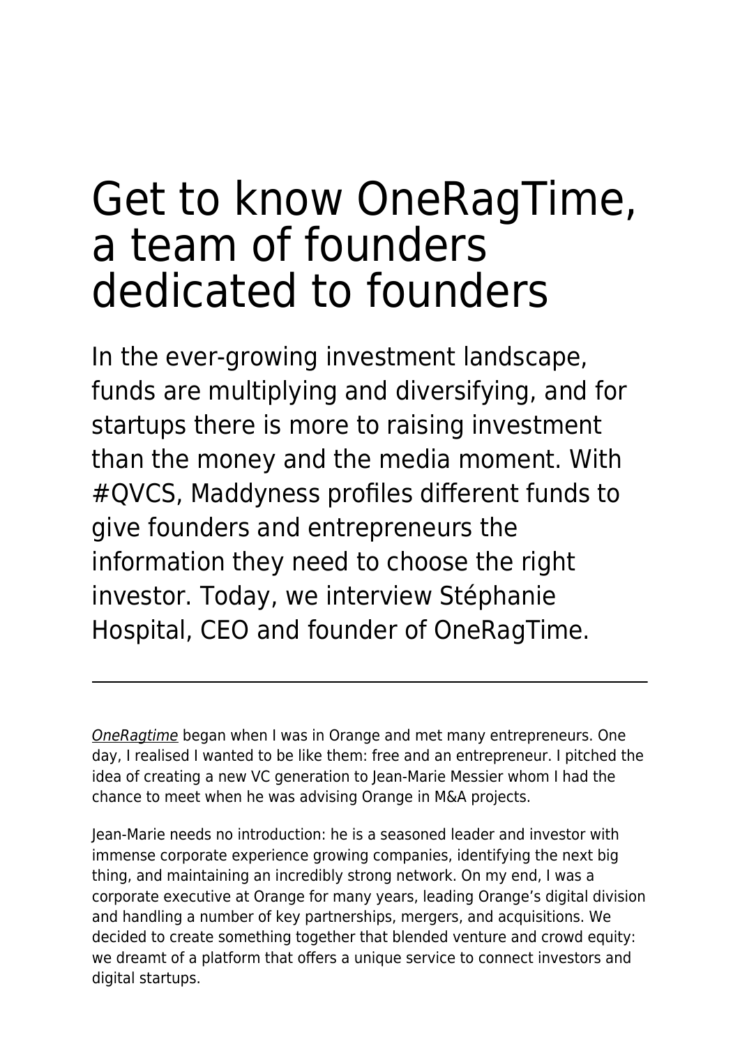# Get to know OneRagTime, a team of founders dedicated to founders

In the ever-growing investment landscape, funds are multiplying and diversifying, and for startups there is more to raising investment than the money and the media moment. With #QVCS, Maddyness profiles different funds to give founders and entrepreneurs the information they need to choose the right investor. Today, we interview Stéphanie Hospital, CEO and founder of OneRagTime.

---

OneRagtime began when I was in Orange and met many entrepreneurs. One day, I realised I wanted to be like them: free and an entrepreneur. I pitched the idea of creating a new VC generation to Jean-Marie Messier whom I had the chance to meet when he was advising Orange in M&A projects.

Jean-Marie needs no introduction: he is a seasoned leader and investor with immense corporate experience growing companies, identifying the next big thing, and maintaining an incredibly strong network. On my end, I was a corporate executive at Orange for many years, leading Orange's digital division and handling a number of key partnerships, mergers, and acquisitions. We decided to create something together that blended venture and crowd equity: we dreamt of a platform that offers a unique service to connect investors and digital startups.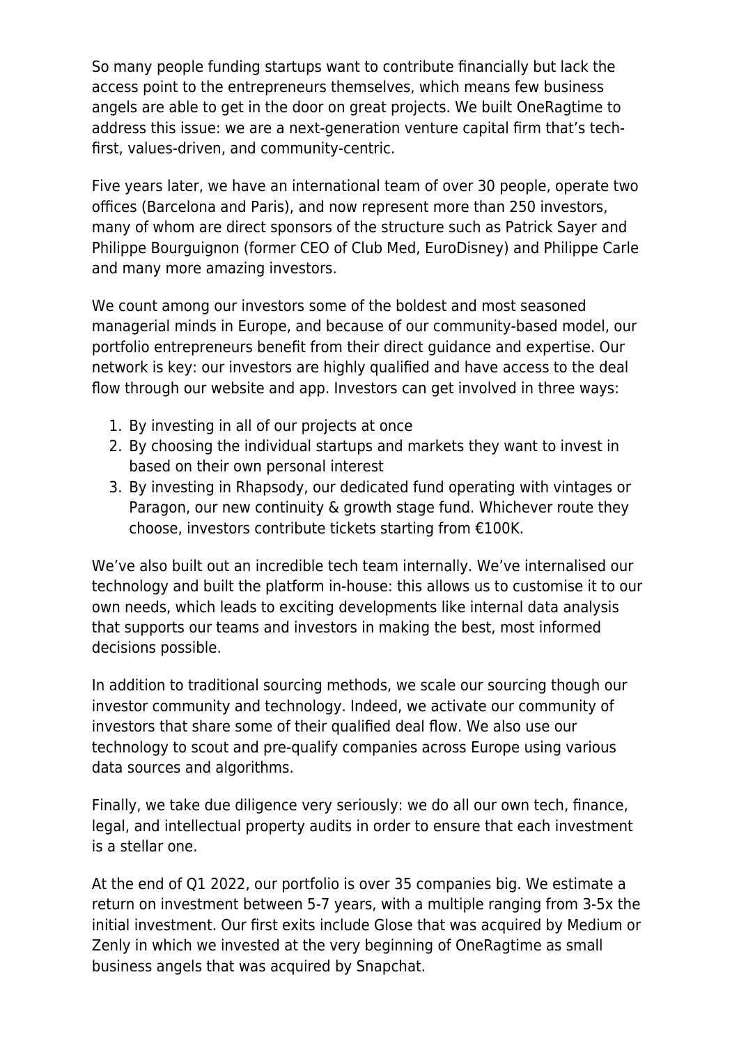So many people funding startups want to contribute financially but lack the access point to the entrepreneurs themselves, which means few business angels are able to get in the door on great projects. We built OneRagtime to address this issue: we are a next-generation venture capital firm that's tech-first, values-driven, and community-centric.

Five years later, we have an international team of over 30 people, operate two offices (Barcelona and Paris), and now represent more than 250 investors, many of whom are direct sponsors of the structure such as Patrick Sayer and Philippe Bourguignon (former CEO of Club Med, EuroDisney) and Philippe Carle and many more amazing investors.

We count among our investors some of the boldest and most seasoned managerial minds in Europe, and because of our community-based model, our portfolio entrepreneurs benefit from their direct guidance and expertise. Our network is key: our investors are highly qualified and have access to the deal flow through our website and app. Investors can get involved in three ways:

1. By investing in all of our projects at once
2. By choosing the individual startups and markets they want to invest in based on their own personal interest
3. By investing in Rhapsody, our dedicated fund operating with vintages or Paragon, our new continuity & growth stage fund. Whichever route they choose, investors contribute tickets starting from €100K.

We've also built out an incredible tech team internally. We've internalised our technology and built the platform in-house: this allows us to customise it to our own needs, which leads to exciting developments like internal data analysis that supports our teams and investors in making the best, most informed decisions possible.

In addition to traditional sourcing methods, we scale our sourcing though our investor community and technology. Indeed, we activate our community of investors that share some of their qualified deal flow. We also use our technology to scout and pre-qualify companies across Europe using various data sources and algorithms.

Finally, we take due diligence very seriously: we do all our own tech, finance, legal, and intellectual property audits in order to ensure that each investment is a stellar one.

At the end of Q1 2022, our portfolio is over 35 companies big. We estimate a return on investment between 5-7 years, with a multiple ranging from 3-5x the initial investment. Our first exits include Glose that was acquired by Medium or Zenly in which we invested at the very beginning of OneRagtime as small business angels that was acquired by Snapchat.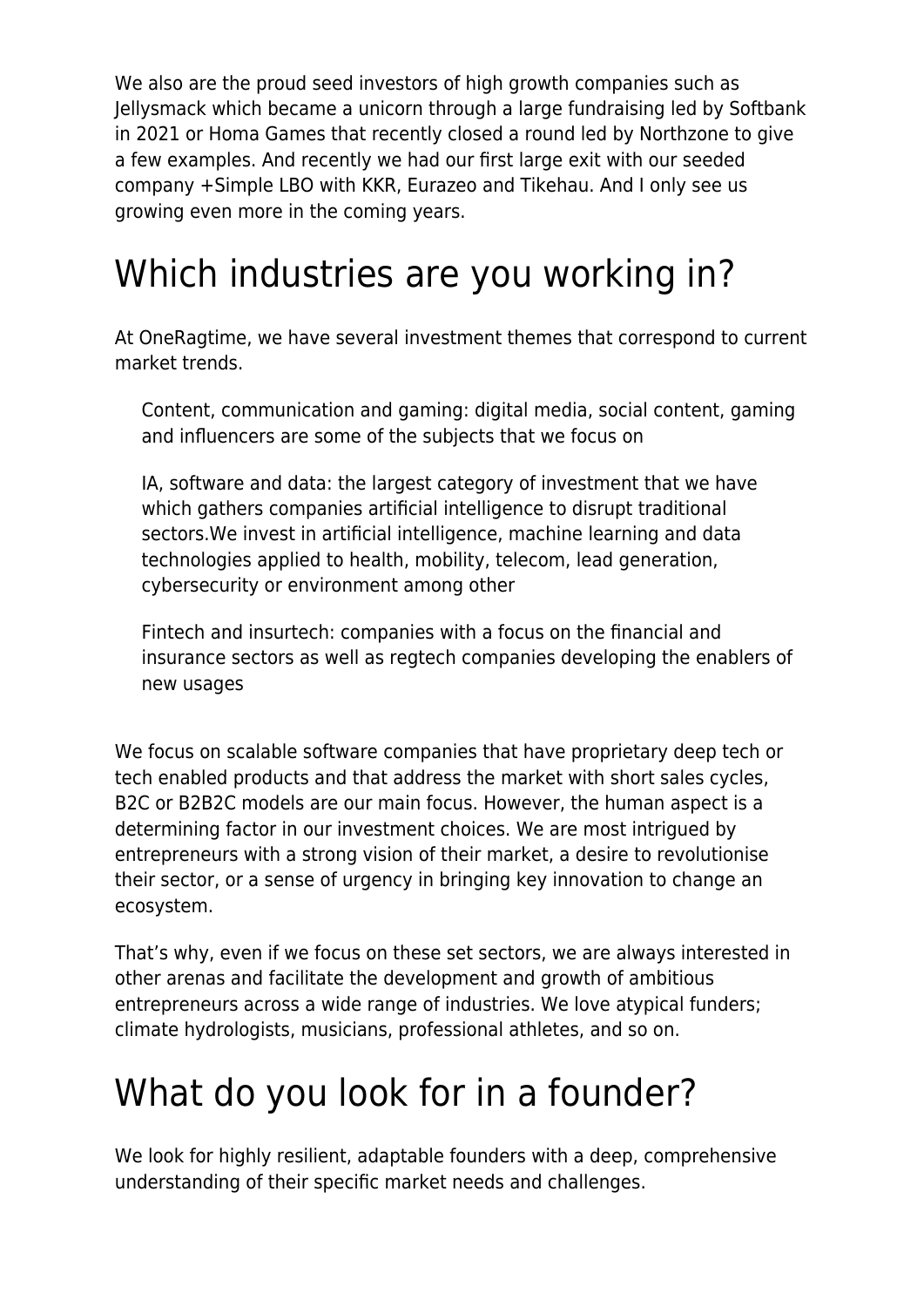We also are the proud seed investors of high growth companies such as Jellysmack which became a unicorn through a large fundraising led by Softbank in 2021 or Homa Games that recently closed a round led by Northzone to give a few examples. And recently we had our first large exit with our seeded company +Simple LBO with KKR, Eurazeo and Tikehau. And I only see us growing even more in the coming years.

# Which industries are you working in?

At OneRagtime, we have several investment themes that correspond to current market trends.

> Content, communication and gaming: digital media, social content, gaming and influencers are some of the subjects that we focus on
>
> IA, software and data: the largest category of investment that we have which gathers companies artificial intelligence to disrupt traditional sectors.We invest in artificial intelligence, machine learning and data technologies applied to health, mobility, telecom, lead generation, cybersecurity or environment among other
>
> Fintech and insurtech: companies with a focus on the financial and insurance sectors as well as regtech companies developing the enablers of new usages

We focus on scalable software companies that have proprietary deep tech or tech enabled products and that address the market with short sales cycles, B2C or B2B2C models are our main focus. However, the human aspect is a determining factor in our investment choices. We are most intrigued by entrepreneurs with a strong vision of their market, a desire to revolutionise their sector, or a sense of urgency in bringing key innovation to change an ecosystem.

That's why, even if we focus on these set sectors, we are always interested in other arenas and facilitate the development and growth of ambitious entrepreneurs across a wide range of industries. We love atypical funders; climate hydrologists, musicians, professional athletes, and so on.

# What do you look for in a founder?

We look for highly resilient, adaptable founders with a deep, comprehensive understanding of their specific market needs and challenges.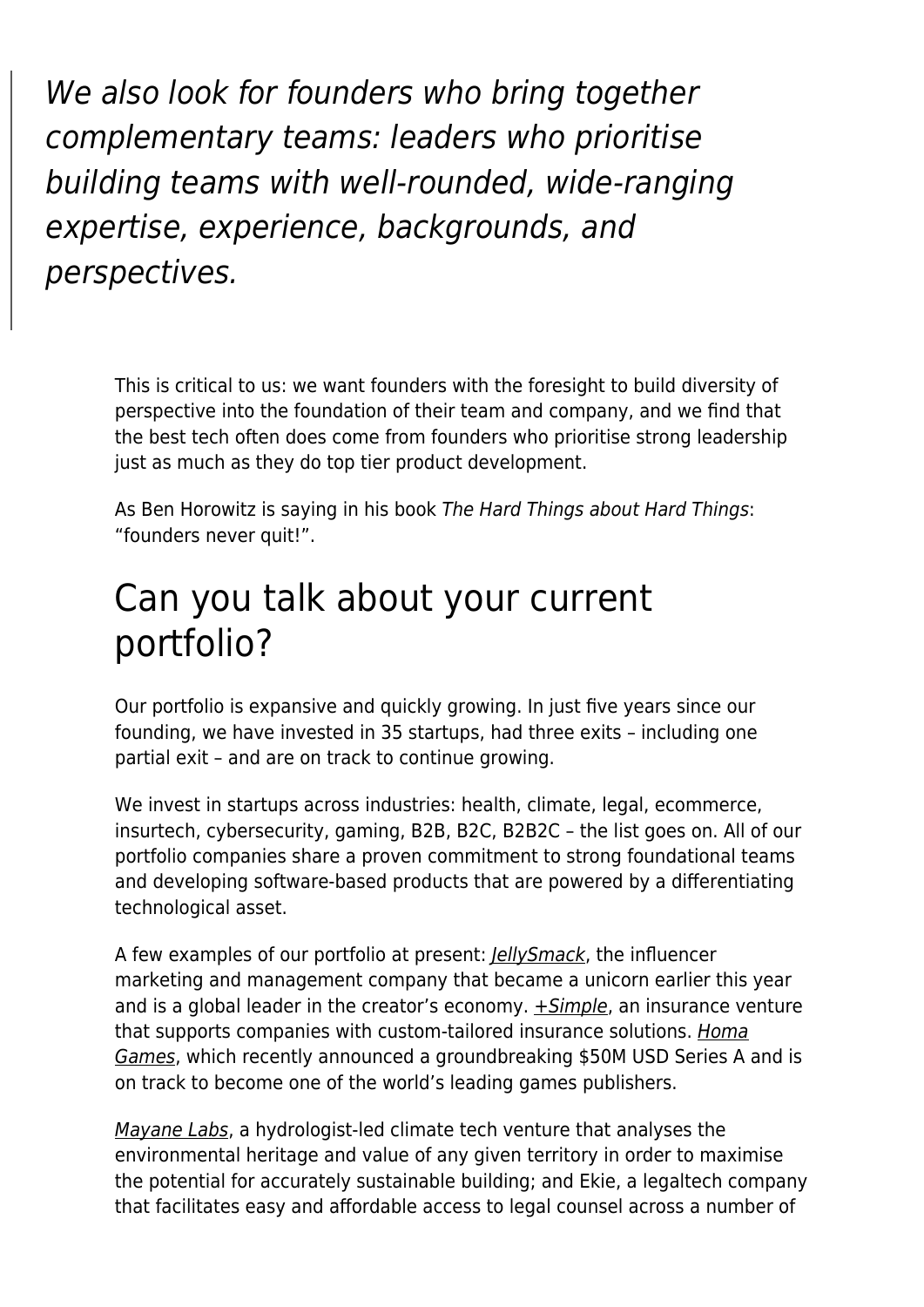> *We also look for founders who bring together complementary teams: leaders who prioritise building teams with well-rounded, wide-ranging expertise, experience, backgrounds, and perspectives.*

This is critical to us: we want founders with the foresight to build diversity of perspective into the foundation of their team and company, and we find that the best tech often does come from founders who prioritise strong leadership just as much as they do top tier product development.

As Ben Horowitz is saying in his book *The Hard Things about Hard Things*: "founders never quit!".

## Can you talk about your current portfolio?

Our portfolio is expansive and quickly growing. In just five years since our founding, we have invested in 35 startups, had three exits – including one partial exit – and are on track to continue growing.

We invest in startups across industries: health, climate, legal, ecommerce, insurtech, cybersecurity, gaming, B2B, B2C, B2B2C – the list goes on. All of our portfolio companies share a proven commitment to strong foundational teams and developing software-based products that are powered by a differentiating technological asset.

A few examples of our portfolio at present: *JellySmack*, the influencer marketing and management company that became a unicorn earlier this year and is a global leader in the creator's economy. *+Simple*, an insurance venture that supports companies with custom-tailored insurance solutions. *Homa Games*, which recently announced a groundbreaking $50M USD Series A and is on track to become one of the world's leading games publishers.

*Mayane Labs*, a hydrologist-led climate tech venture that analyses the environmental heritage and value of any given territory in order to maximise the potential for accurately sustainable building; and Ekie, a legaltech company that facilitates easy and affordable access to legal counsel across a number of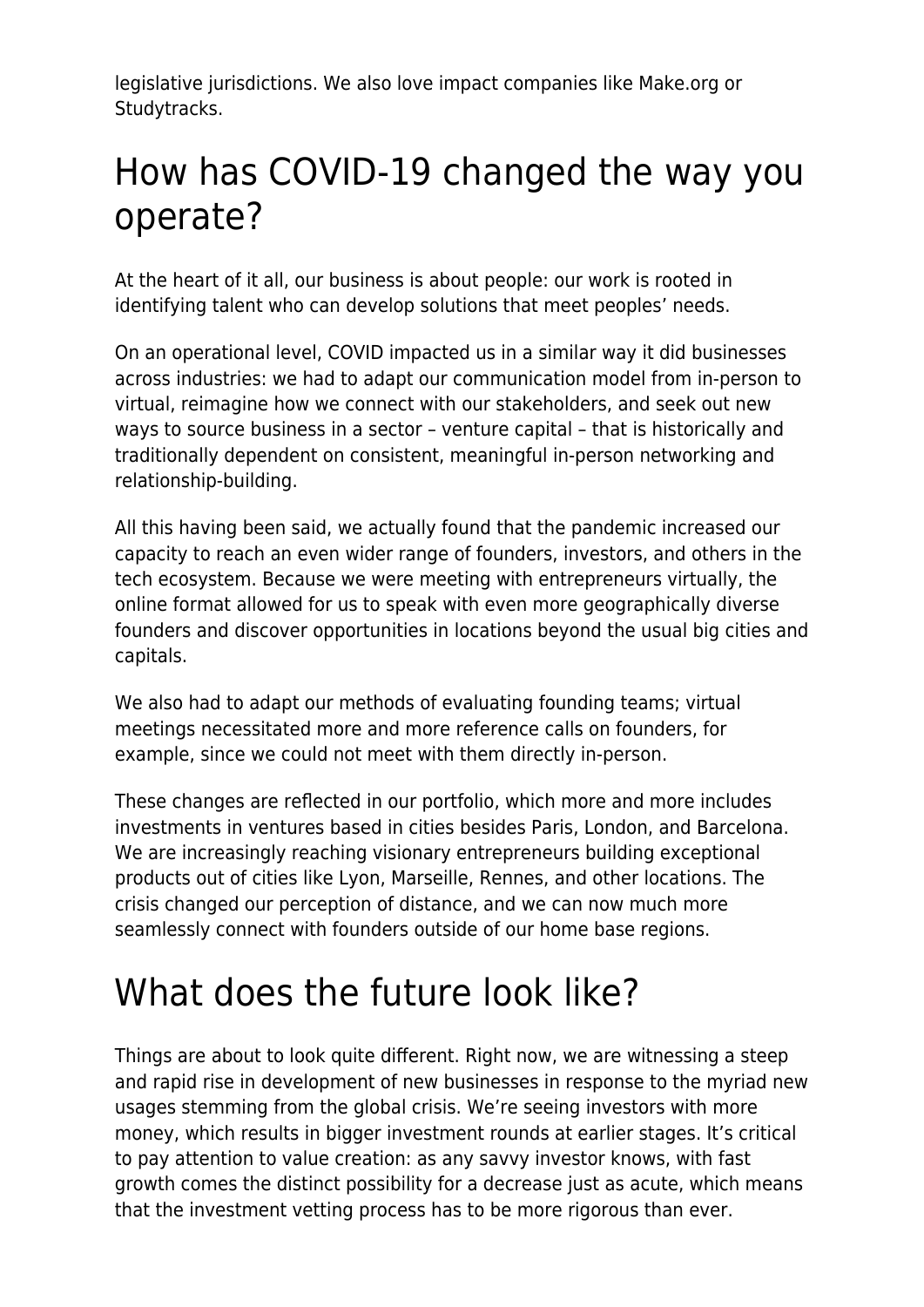legislative jurisdictions. We also love impact companies like Make.org or Studytracks.

# How has COVID-19 changed the way you operate?

At the heart of it all, our business is about people: our work is rooted in identifying talent who can develop solutions that meet peoples' needs.

On an operational level, COVID impacted us in a similar way it did businesses across industries: we had to adapt our communication model from in-person to virtual, reimagine how we connect with our stakeholders, and seek out new ways to source business in a sector – venture capital – that is historically and traditionally dependent on consistent, meaningful in-person networking and relationship-building.

All this having been said, we actually found that the pandemic increased our capacity to reach an even wider range of founders, investors, and others in the tech ecosystem. Because we were meeting with entrepreneurs virtually, the online format allowed for us to speak with even more geographically diverse founders and discover opportunities in locations beyond the usual big cities and capitals.

We also had to adapt our methods of evaluating founding teams; virtual meetings necessitated more and more reference calls on founders, for example, since we could not meet with them directly in-person.

These changes are reflected in our portfolio, which more and more includes investments in ventures based in cities besides Paris, London, and Barcelona. We are increasingly reaching visionary entrepreneurs building exceptional products out of cities like Lyon, Marseille, Rennes, and other locations. The crisis changed our perception of distance, and we can now much more seamlessly connect with founders outside of our home base regions.

# What does the future look like?

Things are about to look quite different. Right now, we are witnessing a steep and rapid rise in development of new businesses in response to the myriad new usages stemming from the global crisis. We're seeing investors with more money, which results in bigger investment rounds at earlier stages. It's critical to pay attention to value creation: as any savvy investor knows, with fast growth comes the distinct possibility for a decrease just as acute, which means that the investment vetting process has to be more rigorous than ever.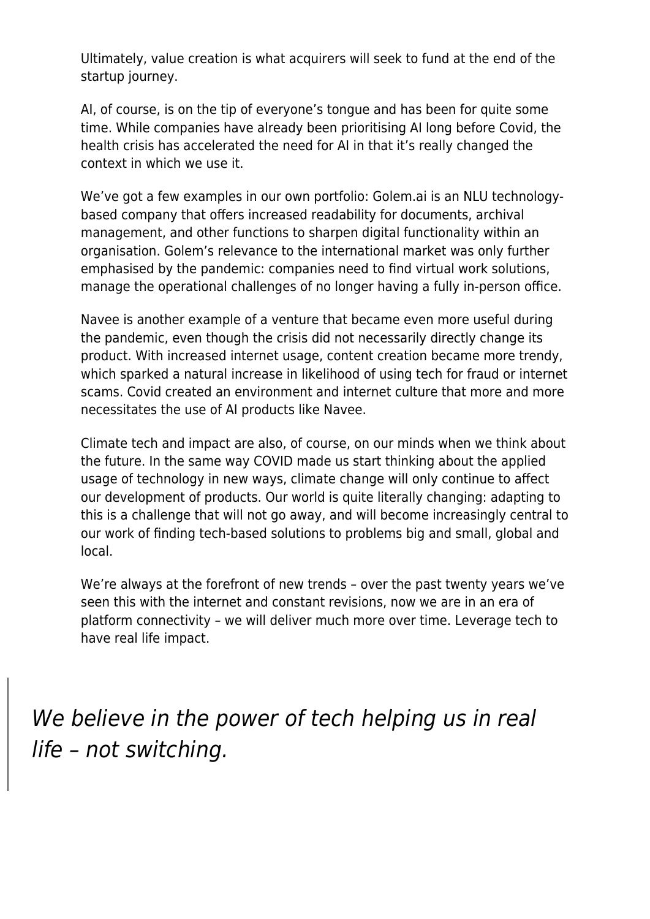Ultimately, value creation is what acquirers will seek to fund at the end of the startup journey.

AI, of course, is on the tip of everyone's tongue and has been for quite some time. While companies have already been prioritising AI long before Covid, the health crisis has accelerated the need for AI in that it's really changed the context in which we use it.

We've got a few examples in our own portfolio: Golem.ai is an NLU technology-based company that offers increased readability for documents, archival management, and other functions to sharpen digital functionality within an organisation. Golem's relevance to the international market was only further emphasised by the pandemic: companies need to find virtual work solutions, manage the operational challenges of no longer having a fully in-person office.

Navee is another example of a venture that became even more useful during the pandemic, even though the crisis did not necessarily directly change its product. With increased internet usage, content creation became more trendy, which sparked a natural increase in likelihood of using tech for fraud or internet scams. Covid created an environment and internet culture that more and more necessitates the use of AI products like Navee.

Climate tech and impact are also, of course, on our minds when we think about the future. In the same way COVID made us start thinking about the applied usage of technology in new ways, climate change will only continue to affect our development of products. Our world is quite literally changing: adapting to this is a challenge that will not go away, and will become increasingly central to our work of finding tech-based solutions to problems big and small, global and local.

We're always at the forefront of new trends – over the past twenty years we've seen this with the internet and constant revisions, now we are in an era of platform connectivity – we will deliver much more over time. Leverage tech to have real life impact.

> *We believe in the power of tech helping us in real life – not switching.*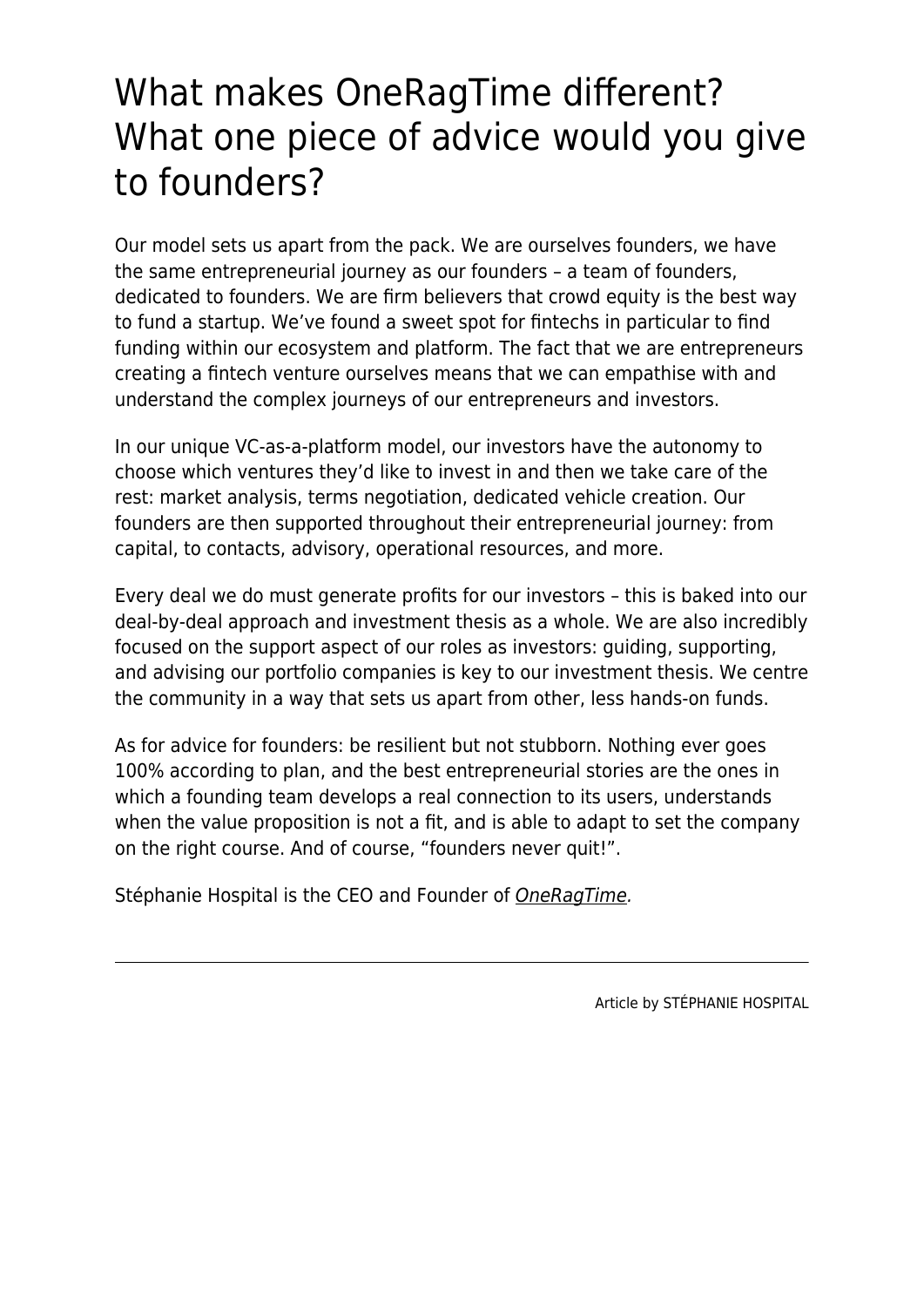# What makes OneRagTime different? What one piece of advice would you give to founders?

Our model sets us apart from the pack. We are ourselves founders, we have the same entrepreneurial journey as our founders – a team of founders, dedicated to founders. We are firm believers that crowd equity is the best way to fund a startup. We've found a sweet spot for fintechs in particular to find funding within our ecosystem and platform. The fact that we are entrepreneurs creating a fintech venture ourselves means that we can empathise with and understand the complex journeys of our entrepreneurs and investors.

In our unique VC-as-a-platform model, our investors have the autonomy to choose which ventures they'd like to invest in and then we take care of the rest: market analysis, terms negotiation, dedicated vehicle creation. Our founders are then supported throughout their entrepreneurial journey: from capital, to contacts, advisory, operational resources, and more.

Every deal we do must generate profits for our investors – this is baked into our deal-by-deal approach and investment thesis as a whole. We are also incredibly focused on the support aspect of our roles as investors: guiding, supporting, and advising our portfolio companies is key to our investment thesis. We centre the community in a way that sets us apart from other, less hands-on funds.

As for advice for founders: be resilient but not stubborn. Nothing ever goes 100% according to plan, and the best entrepreneurial stories are the ones in which a founding team develops a real connection to its users, understands when the value proposition is not a fit, and is able to adapt to set the company on the right course. And of course, "founders never quit!".

Stéphanie Hospital is the CEO and Founder of *OneRagTime.*

---

Article by STÉPHANIE HOSPITAL